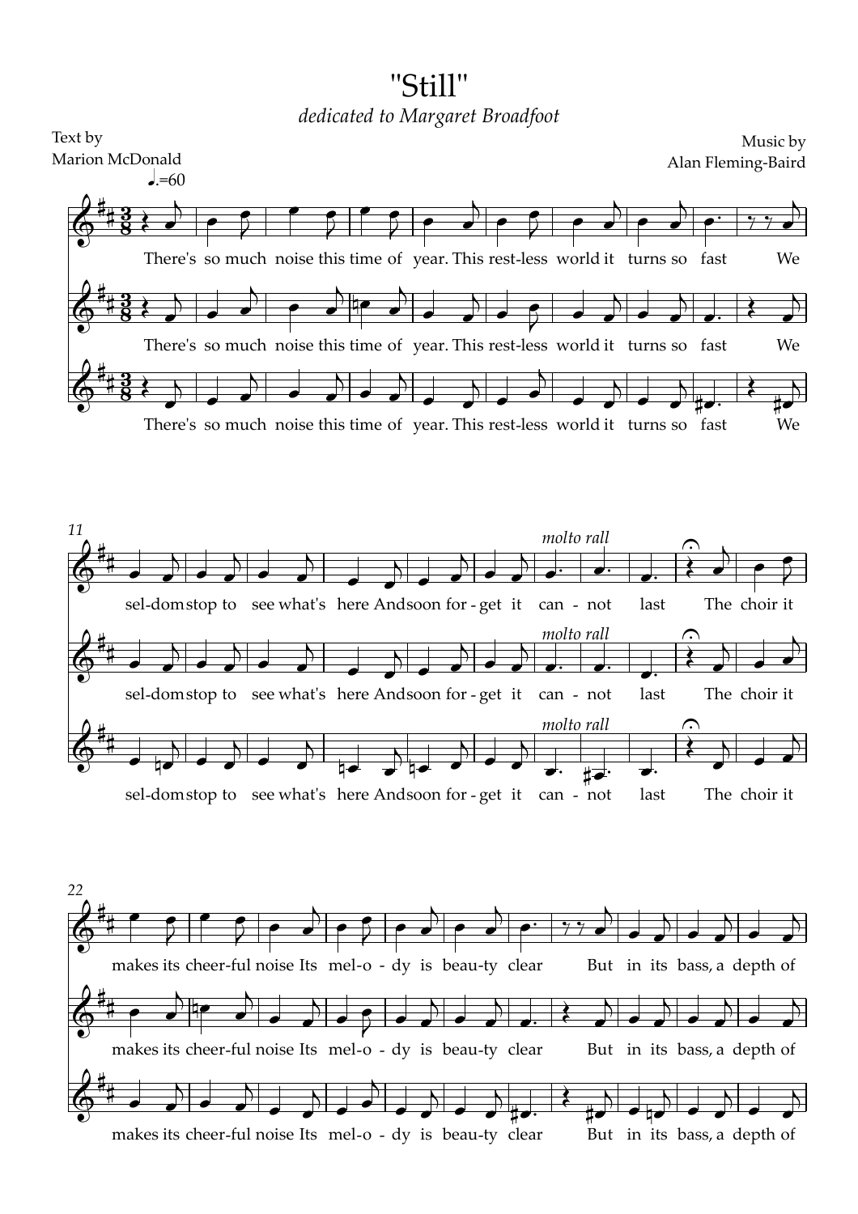# "Still"

*dedicated to Margaret Broadfoot*

Text by
Marion McDonald

Music by
Alan Fleming-Baird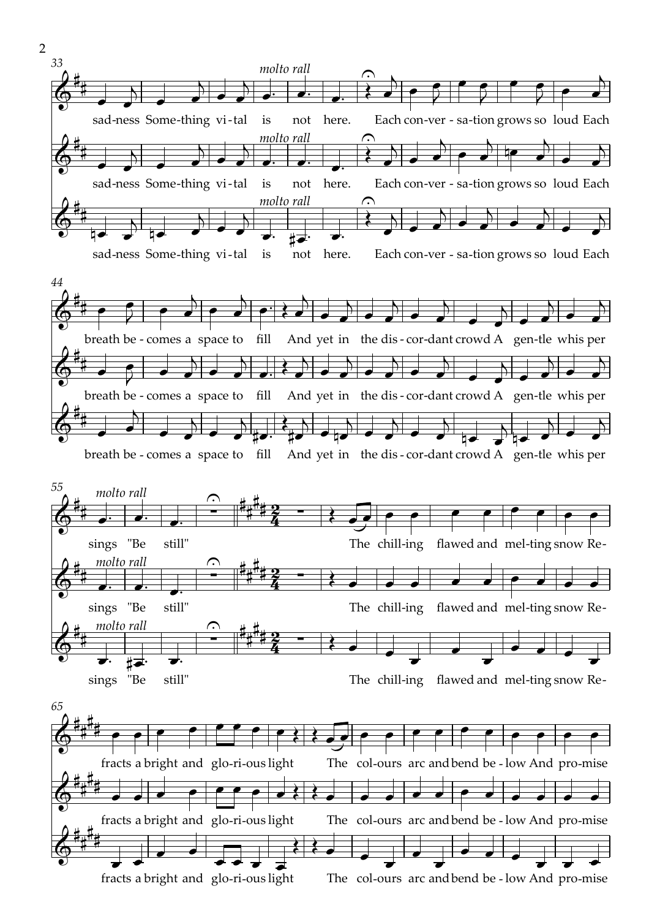33

*molto rall*

sad-ness Some-thing vi-tal is not here. Each con-ver - sa-tion grows so loud Each

*molto rall*

sad-ness Some-thing vi-tal is not here. Each con-ver - sa-tion grows so loud Each

*molto rall*

sad-ness Some-thing vi-tal is not here. Each con-ver - sa-tion grows so loud Each

44

breath be - comes a space to fill And yet in the dis - cor-dant crowd A gen-tle whis per

breath be - comes a space to fill And yet in the dis - cor-dant crowd A gen-tle whis per

breath be - comes a space to fill And yet in the dis - cor-dant crowd A gen-tle whis per

55

*molto rall*

sings "Be still" The chill-ing flawed and mel-ting snow Re-

*molto rall*

sings "Be still" The chill-ing flawed and mel-ting snow Re-

*molto rall*

sings "Be still" The chill-ing flawed and mel-ting snow Re-

65

fracts a bright and glo-ri-ous light The col-ours arc and bend be - low And pro-mise

fracts a bright and glo-ri-ous light The col-ours arc and bend be - low And pro-mise

fracts a bright and glo-ri-ous light The col-ours arc and bend be - low And pro-mise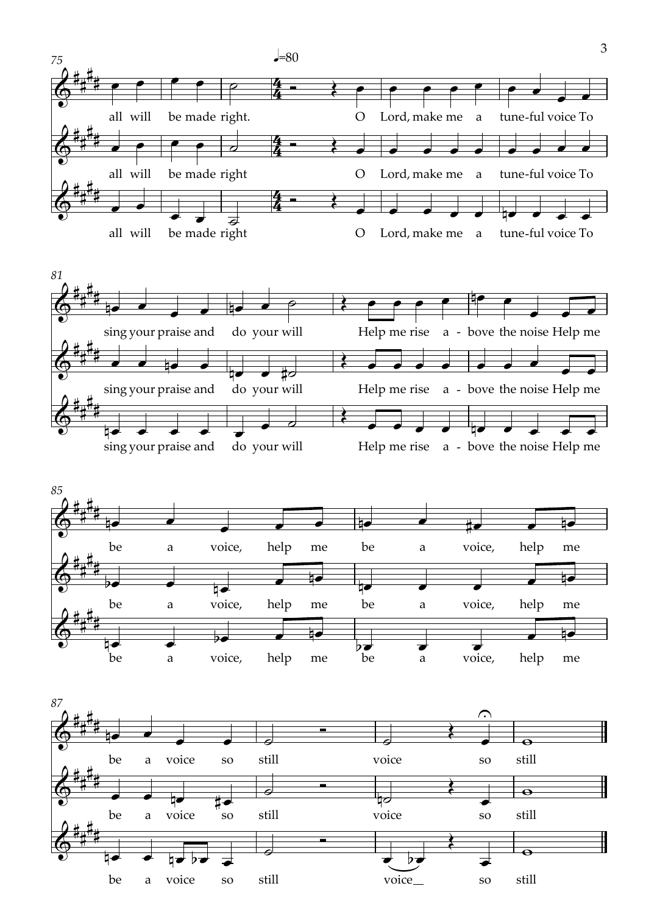75

♩=80

all will be made right. O Lord, make me a tune-ful voice To

all will be made right O Lord, make me a tune-ful voice To

all will be made right O Lord, make me a tune-ful voice To

81

sing your praise and do your will Help me rise a - bove the noise Help me

sing your praise and do your will Help me rise a - bove the noise Help me

sing your praise and do your will Help me rise a - bove the noise Help me

85

be a voice, help me be a voice, help me

be a voice, help me be a voice, help me

be a voice, help me be a voice, help me

87

be a voice so still voice so still

be a voice so still voice so still

be a voice so still voice__ so still